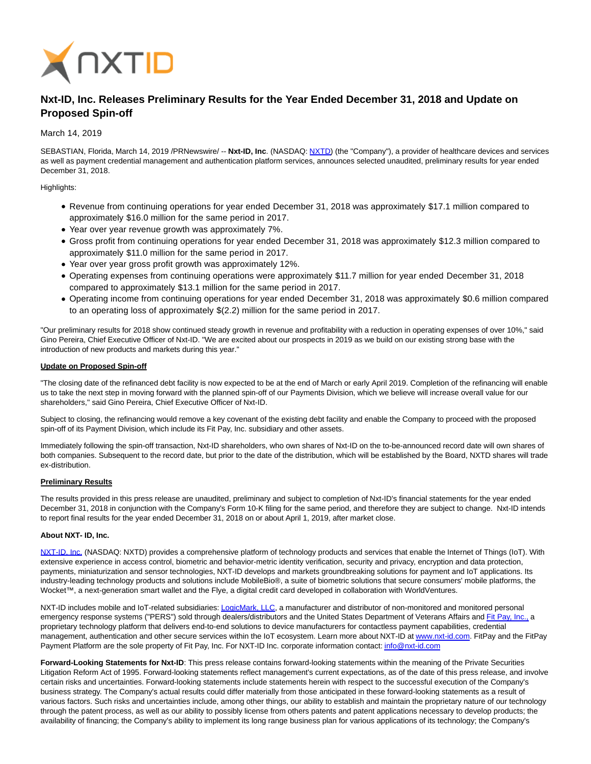# Nxt-ID, Inc. Releases Preliminary Results for the Year Ended December 31, 2018 and Update on Proposed Spin-off

March 14, 2019

SEBASTIAN, Florida, March 14, 2019 /PRNewswire/ -- **Nxt-ID, Inc**. (NASDAQ: NXTD) (the "Company"), a provider of healthcare devices and services as well as payment credential management and authentication platform services, announces selected unaudited, preliminary results for year ended December 31, 2018.

Highlights:

- Revenue from continuing operations for year ended December 31, 2018 was approximately $17.1 million compared to approximately $16.0 million for the same period in 2017.
- Year over year revenue growth was approximately 7%.
- Gross profit from continuing operations for year ended December 31, 2018 was approximately $12.3 million compared to approximately $11.0 million for the same period in 2017.
- Year over year gross profit growth was approximately 12%.
- Operating expenses from continuing operations were approximately $11.7 million for year ended December 31, 2018 compared to approximately $13.1 million for the same period in 2017.
- Operating income from continuing operations for year ended December 31, 2018 was approximately $0.6 million compared to an operating loss of approximately $(2.2) million for the same period in 2017.

"Our preliminary results for 2018 show continued steady growth in revenue and profitability with a reduction in operating expenses of over 10%," said Gino Pereira, Chief Executive Officer of Nxt-ID. "We are excited about our prospects in 2019 as we build on our existing strong base with the introduction of new products and markets during this year."

**Update on Proposed Spin-off**

"The closing date of the refinanced debt facility is now expected to be at the end of March or early April 2019. Completion of the refinancing will enable us to take the next step in moving forward with the planned spin-off of our Payments Division, which we believe will increase overall value for our shareholders," said Gino Pereira, Chief Executive Officer of Nxt-ID.

Subject to closing, the refinancing would remove a key covenant of the existing debt facility and enable the Company to proceed with the proposed spin-off of its Payment Division, which include its Fit Pay, Inc. subsidiary and other assets.

Immediately following the spin-off transaction, Nxt-ID shareholders, who own shares of Nxt-ID on the to-be-announced record date will own shares of both companies. Subsequent to the record date, but prior to the date of the distribution, which will be established by the Board, NXTD shares will trade ex-distribution.

**Preliminary Results**

The results provided in this press release are unaudited, preliminary and subject to completion of Nxt-ID's financial statements for the year ended December 31, 2018 in conjunction with the Company's Form 10-K filing for the same period, and therefore they are subject to change. Nxt-ID intends to report final results for the year ended December 31, 2018 on or about April 1, 2019, after market close.

**About NXT- ID, Inc.**

NXT-ID, Inc. (NASDAQ: NXTD) provides a comprehensive platform of technology products and services that enable the Internet of Things (IoT). With extensive experience in access control, biometric and behavior-metric identity verification, security and privacy, encryption and data protection, payments, miniaturization and sensor technologies, NXT-ID develops and markets groundbreaking solutions for payment and IoT applications. Its industry-leading technology products and solutions include MobileBio®, a suite of biometric solutions that secure consumers' mobile platforms, the Wocket™, a next-generation smart wallet and the Flye, a digital credit card developed in collaboration with WorldVentures.

NXT-ID includes mobile and IoT-related subsidiaries: LogicMark, LLC, a manufacturer and distributor of non-monitored and monitored personal emergency response systems ("PERS") sold through dealers/distributors and the United States Department of Veterans Affairs and Fit Pay, Inc., a proprietary technology platform that delivers end-to-end solutions to device manufacturers for contactless payment capabilities, credential management, authentication and other secure services within the IoT ecosystem. Learn more about NXT-ID at www.nxt-id.com. FitPay and the FitPay Payment Platform are the sole property of Fit Pay, Inc. For NXT-ID Inc. corporate information contact: info@nxt-id.com

**Forward-Looking Statements for Nxt-ID**: This press release contains forward-looking statements within the meaning of the Private Securities Litigation Reform Act of 1995. Forward-looking statements reflect management's current expectations, as of the date of this press release, and involve certain risks and uncertainties. Forward-looking statements include statements herein with respect to the successful execution of the Company's business strategy. The Company's actual results could differ materially from those anticipated in these forward-looking statements as a result of various factors. Such risks and uncertainties include, among other things, our ability to establish and maintain the proprietary nature of our technology through the patent process, as well as our ability to possibly license from others patents and patent applications necessary to develop products; the availability of financing; the Company's ability to implement its long range business plan for various applications of its technology; the Company's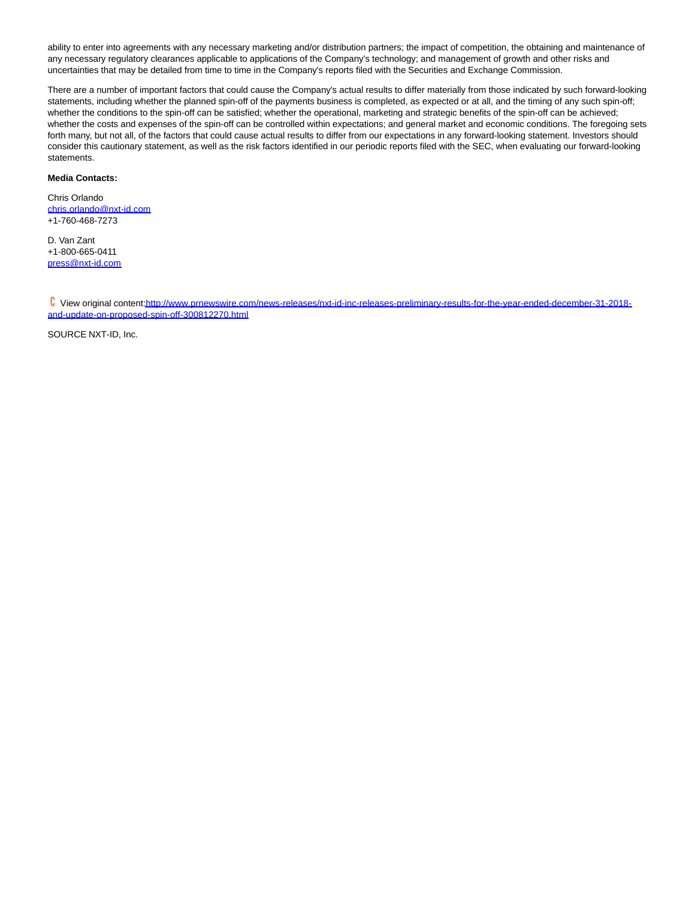ability to enter into agreements with any necessary marketing and/or distribution partners; the impact of competition, the obtaining and maintenance of any necessary regulatory clearances applicable to applications of the Company's technology; and management of growth and other risks and uncertainties that may be detailed from time to time in the Company's reports filed with the Securities and Exchange Commission.

There are a number of important factors that could cause the Company's actual results to differ materially from those indicated by such forward-looking statements, including whether the planned spin-off of the payments business is completed, as expected or at all, and the timing of any such spin-off; whether the conditions to the spin-off can be satisfied; whether the operational, marketing and strategic benefits of the spin-off can be achieved; whether the costs and expenses of the spin-off can be controlled within expectations; and general market and economic conditions. The foregoing sets forth many, but not all, of the factors that could cause actual results to differ from our expectations in any forward-looking statement. Investors should consider this cautionary statement, as well as the risk factors identified in our periodic reports filed with the SEC, when evaluating our forward-looking statements.

**Media Contacts:**

Chris Orlando
chris.orlando@nxt-id.com
+1-760-468-7273

D. Van Zant
+1-800-665-0411
press@nxt-id.com

View original content:http://www.prnewswire.com/news-releases/nxt-id-inc-releases-preliminary-results-for-the-year-ended-december-31-2018-and-update-on-proposed-spin-off-300812270.html

SOURCE NXT-ID, Inc.